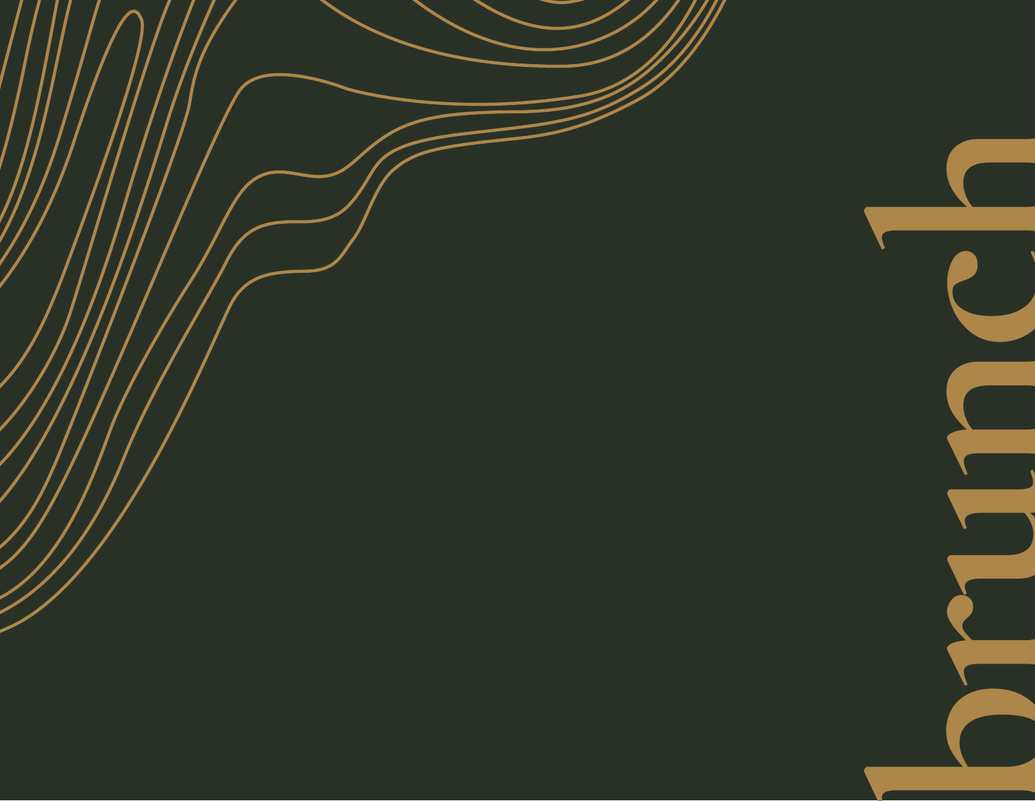# brunch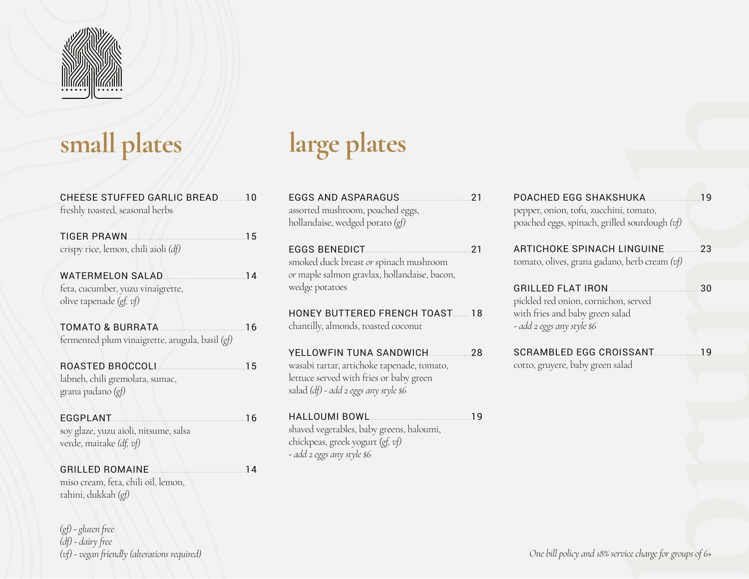## small plates

**CHEESE STUFFED GARLIC BREAD** ........ 10
freshly toasted, seasonal herbs

**TIGER PRAWN** ........ 15
crispy rice, lemon, chili aioli *(df)*

**WATERMELON SALAD** ........ 14
feta, cucumber, yuzu vinaigrette, olive tapenade *(gf, vf)*

**TOMATO & BURRATA** ........ 16
fermented plum vinaigrette, arugula, basil *(gf)*

**ROASTED BROCCOLI** ........ 15
labneh, chili gremolata, sumac, grana padano *(gf)*

**EGGPLANT** ........ 16
soy glaze, yuzu aioli, nitsume, salsa verde, maitake *(df, vf)*

**GRILLED ROMAINE** ........ 14
miso cream, feta, chili oil, lemon, tahini, dukkah *(gf)*

*(gf) - gluten free*
*(df) - dairy free*
*(vf) - vegan friendly (alterations required)*

## large plates

**EGGS AND ASPARAGUS** ........ 21
assorted mushroom, poached eggs, hollandaise, wedged potato *(gf)*

**EGGS BENEDICT** ........ 21
smoked duck breast *or* spinach mushroom *or* maple salmon gravlax, hollandaise, bacon, wedge potatoes

**HONEY BUTTERED FRENCH TOAST** ........ 18
chantilly, almonds, toasted coconut

**YELLOWFIN TUNA SANDWICH** ........ 28
wasabi tartar, artichoke tapenade, tomato, lettuce served with fries or baby green salad *(df) - add 2 eggs any style $6*

**HALLOUMI BOWL** ........ 19
shaved vegetables, baby greens, haloumi, chickpeas, greek yogurt *(gf, vf)*
*- add 2 eggs any style $6*

**POACHED EGG SHAKSHUKA** ........ 19
pepper, onion, tofu, zucchini, tomato, poached eggs, spinach, grilled sourdough *(vf)*

**ARTICHOKE SPINACH LINGUINE** ........ 23
tomato, olives, grana gadano, herb cream *(vf)*

**GRILLED FLAT IRON** ........ 30
pickled red onion, cornichon, served with fries and baby green salad
*- add 2 eggs any style $6*

**SCRAMBLED EGG CROISSANT** ........ 19
cotto, gruyere, baby green salad

*One bill policy and 18% service charge for groups of 6+*